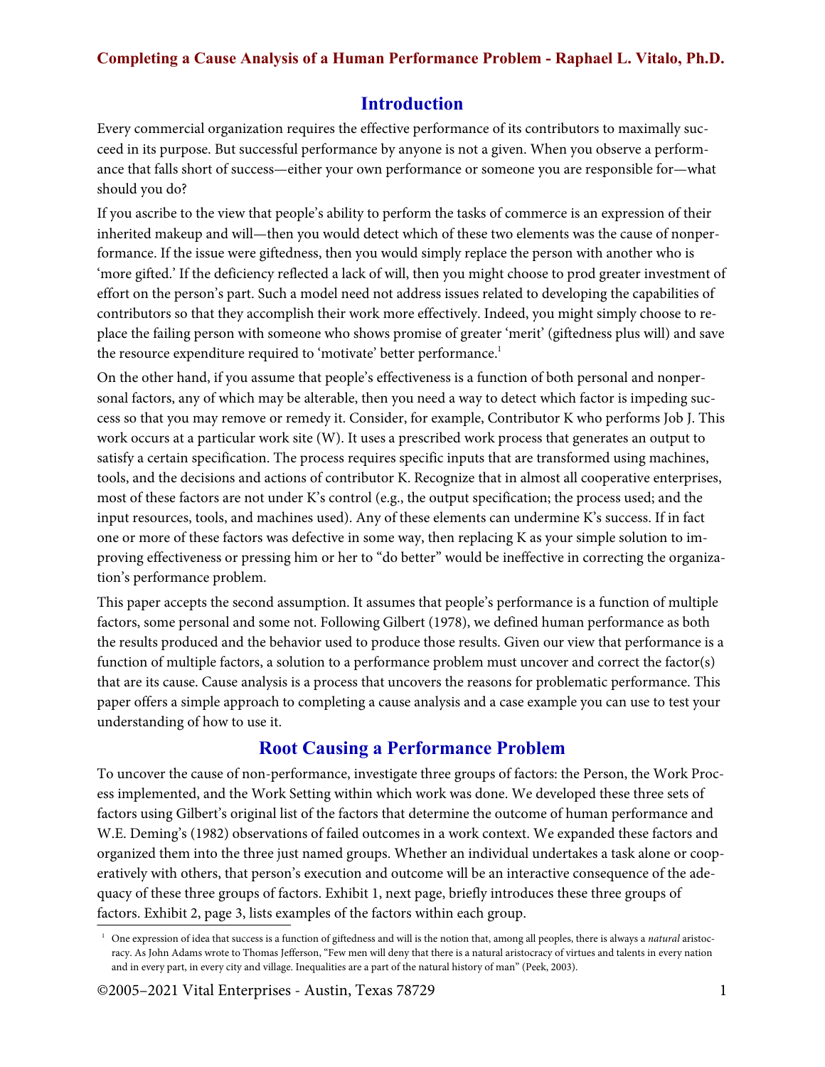# Completing a Cause Analysis of a Human Performance Problem - Raphael L. Vitalo, Ph.D.

## Introduction

Every commercial organization requires the effective performance of its contributors to maximally succeed in its purpose. But successful performance by anyone is not a given. When you observe a performance that falls short of success—either your own performance or someone you are responsible for—what should you do?

If you ascribe to the view that people's ability to perform the tasks of commerce is an expression of their inherited makeup and will—then you would detect which of these two elements was the cause of nonperformance. If the issue were giftedness, then you would simply replace the person with another who is 'more gifted.' If the deficiency reflected a lack of will, then you might choose to prod greater investment of effort on the person's part. Such a model need not address issues related to developing the capabilities of contributors so that they accomplish their work more effectively. Indeed, you might simply choose to replace the failing person with someone who shows promise of greater 'merit' (giftedness plus will) and save the resource expenditure required to 'motivate' better performance.[1]

On the other hand, if you assume that people's effectiveness is a function of both personal and nonpersonal factors, any of which may be alterable, then you need a way to detect which factor is impeding success so that you may remove or remedy it. Consider, for example, Contributor K who performs Job J. This work occurs at a particular work site (W). It uses a prescribed work process that generates an output to satisfy a certain specification. The process requires specific inputs that are transformed using machines, tools, and the decisions and actions of contributor K. Recognize that in almost all cooperative enterprises, most of these factors are not under K's control (e.g., the output specification; the process used; and the input resources, tools, and machines used). Any of these elements can undermine K's success. If in fact one or more of these factors was defective in some way, then replacing K as your simple solution to improving effectiveness or pressing him or her to "do better" would be ineffective in correcting the organization's performance problem.

This paper accepts the second assumption. It assumes that people's performance is a function of multiple factors, some personal and some not. Following Gilbert (1978), we defined human performance as both the results produced and the behavior used to produce those results. Given our view that performance is a function of multiple factors, a solution to a performance problem must uncover and correct the factor(s) that are its cause. Cause analysis is a process that uncovers the reasons for problematic performance. This paper offers a simple approach to completing a cause analysis and a case example you can use to test your understanding of how to use it.

## Root Causing a Performance Problem

To uncover the cause of non-performance, investigate three groups of factors: the Person, the Work Process implemented, and the Work Setting within which work was done. We developed these three sets of factors using Gilbert's original list of the factors that determine the outcome of human performance and W.E. Deming's (1982) observations of failed outcomes in a work context. We expanded these factors and organized them into the three just named groups. Whether an individual undertakes a task alone or cooperatively with others, that person's execution and outcome will be an interactive consequence of the adequacy of these three groups of factors. Exhibit 1, next page, briefly introduces these three groups of factors. Exhibit 2, page 3, lists examples of the factors within each group.

[1] One expression of idea that success is a function of giftedness and will is the notion that, among all peoples, there is always a *natural* aristocracy. As John Adams wrote to Thomas Jefferson, "Few men will deny that there is a natural aristocracy of virtues and talents in every nation and in every part, in every city and village. Inequalities are a part of the natural history of man" (Peek, 2003).

©2005–2021 Vital Enterprises - Austin, Texas 78729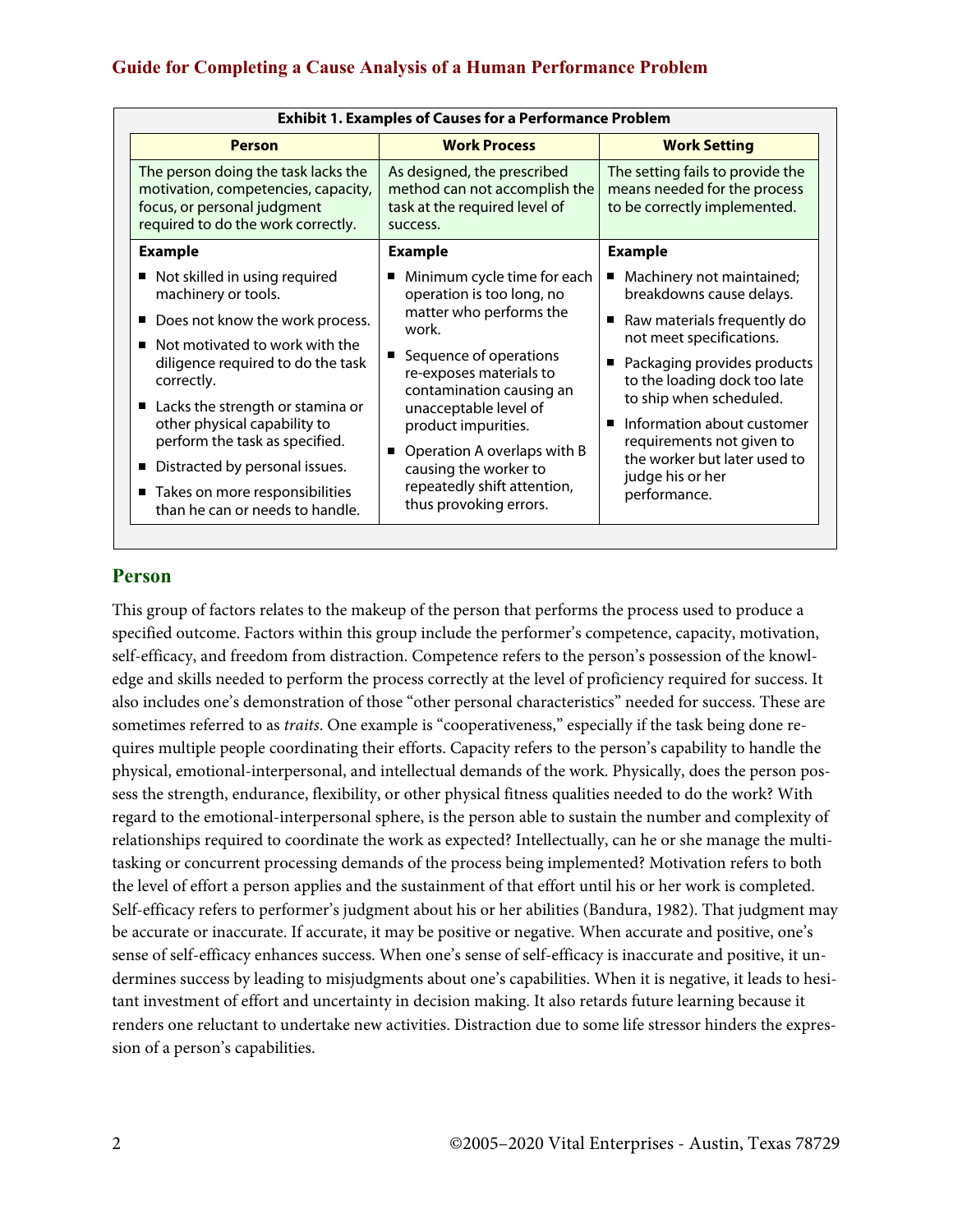**Exhibit 1. Examples of Causes for a Performance Problem**

| Person | Work Process | Work Setting |
|---|---|---|
| The person doing the task lacks the motivation, competencies, capacity, focus, or personal judgment required to do the work correctly. | As designed, the prescribed method can not accomplish the task at the required level of success. | The setting fails to provide the means needed for the process to be correctly implemented. |
| **Example**<br>■ Not skilled in using required machinery or tools.<br>■ Does not know the work process.<br>■ Not motivated to work with the diligence required to do the task correctly.<br>■ Lacks the strength or stamina or other physical capability to perform the task as specified.<br>■ Distracted by personal issues.<br>■ Takes on more responsibilities than he can or needs to handle. | **Example**<br>■ Minimum cycle time for each operation is too long, no matter who performs the work.<br>■ Sequence of operations re-exposes materials to contamination causing an unacceptable level of product impurities.<br>■ Operation A overlaps with B causing the worker to repeatedly shift attention, thus provoking errors. | **Example**<br>■ Machinery not maintained; breakdowns cause delays.<br>■ Raw materials frequently do not meet specifications.<br>■ Packaging provides products to the loading dock too late to ship when scheduled.<br>■ Information about customer requirements not given to the worker but later used to judge his or her performance. |

## Person

This group of factors relates to the makeup of the person that performs the process used to produce a specified outcome. Factors within this group include the performer's competence, capacity, motivation, self-efficacy, and freedom from distraction. Competence refers to the person's possession of the knowledge and skills needed to perform the process correctly at the level of proficiency required for success. It also includes one's demonstration of those "other personal characteristics" needed for success. These are sometimes referred to as *traits*. One example is "cooperativeness," especially if the task being done requires multiple people coordinating their efforts. Capacity refers to the person's capability to handle the physical, emotional-interpersonal, and intellectual demands of the work. Physically, does the person possess the strength, endurance, flexibility, or other physical fitness qualities needed to do the work? With regard to the emotional-interpersonal sphere, is the person able to sustain the number and complexity of relationships required to coordinate the work as expected? Intellectually, can he or she manage the multi-tasking or concurrent processing demands of the process being implemented? Motivation refers to both the level of effort a person applies and the sustainment of that effort until his or her work is completed. Self-efficacy refers to performer's judgment about his or her abilities (Bandura, 1982). That judgment may be accurate or inaccurate. If accurate, it may be positive or negative. When accurate and positive, one's sense of self-efficacy enhances success. When one's sense of self-efficacy is inaccurate and positive, it undermines success by leading to misjudgments about one's capabilities. When it is negative, it leads to hesitant investment of effort and uncertainty in decision making. It also retards future learning because it renders one reluctant to undertake new activities. Distraction due to some life stressor hinders the expression of a person's capabilities.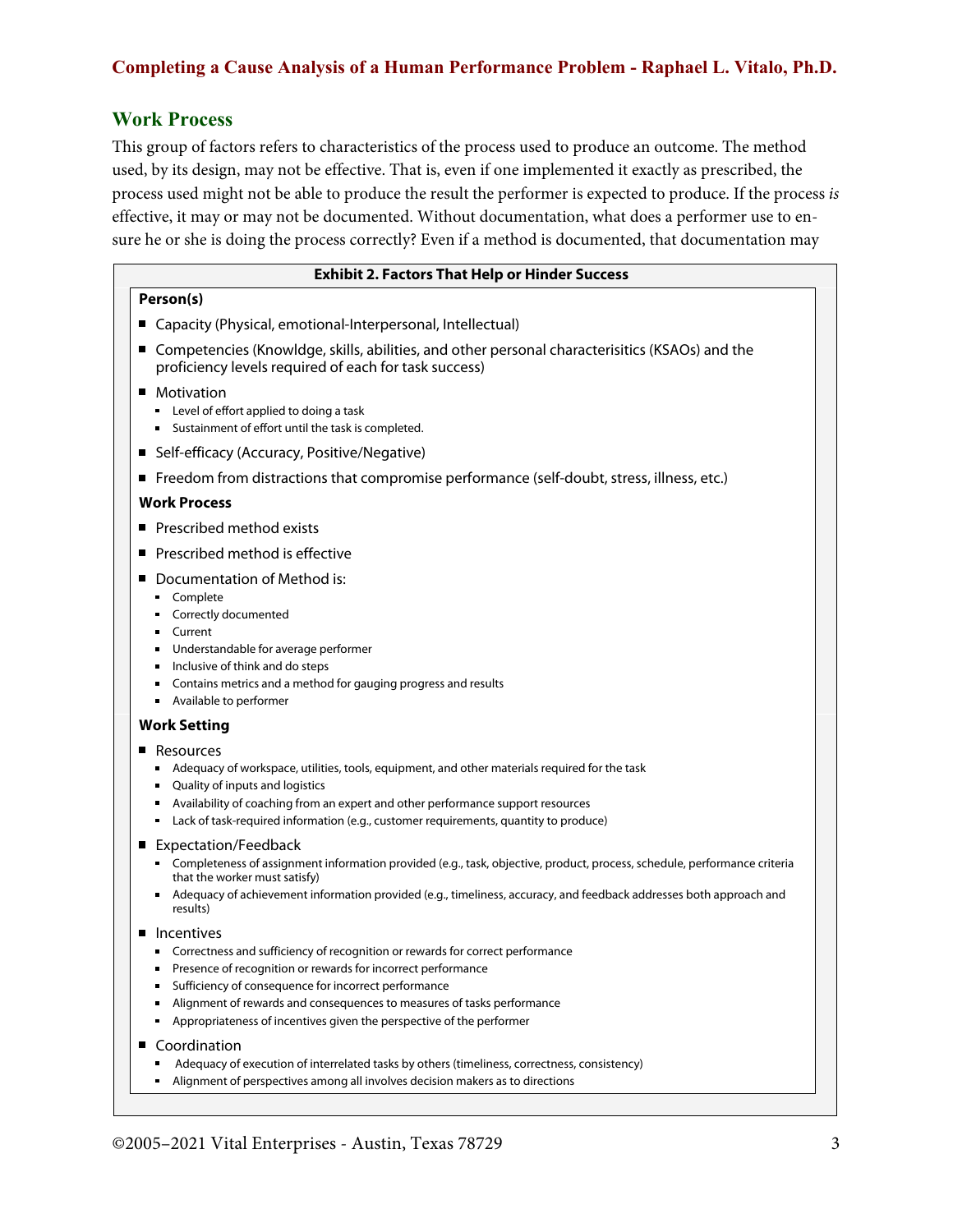## Work Process

This group of factors refers to characteristics of the process used to produce an outcome. The method used, by its design, may not be effective. That is, even if one implemented it exactly as prescribed, the process used might not be able to produce the result the performer is expected to produce. If the process *is* effective, it may or may not be documented. Without documentation, what does a performer use to ensure he or she is doing the process correctly? Even if a method is documented, that documentation may

**Exhibit 2. Factors That Help or Hinder Success**

**Person(s)**

- Capacity (Physical, emotional-Interpersonal, Intellectual)
- Competencies (Knowldge, skills, abilities, and other personal characterisitics (KSAOs) and the proficiency levels required of each for task success)
- Motivation
  - Level of effort applied to doing a task
  - Sustainment of effort until the task is completed.
- Self-efficacy (Accuracy, Positive/Negative)
- Freedom from distractions that compromise performance (self-doubt, stress, illness, etc.)

**Work Process**

- Prescribed method exists
- Prescribed method is effective
- Documentation of Method is:
  - Complete
  - Correctly documented
  - Current
  - Understandable for average performer
  - Inclusive of think and do steps
  - Contains metrics and a method for gauging progress and results
  - Available to performer

**Work Setting**

- Resources
  - Adequacy of workspace, utilities, tools, equipment, and other materials required for the task
  - Quality of inputs and logistics
  - Availability of coaching from an expert and other performance support resources
  - Lack of task-required information (e.g., customer requirements, quantity to produce)
- Expectation/Feedback
  - Completeness of assignment information provided (e.g., task, objective, product, process, schedule, performance criteria that the worker must satisfy)
  - Adequacy of achievement information provided (e.g., timeliness, accuracy, and feedback addresses both approach and results)
- Incentives
  - Correctness and sufficiency of recognition or rewards for correct performance
  - Presence of recognition or rewards for incorrect performance
  - Sufficiency of consequence for incorrect performance
  - Alignment of rewards and consequences to measures of tasks performance
  - Appropriateness of incentives given the perspective of the performer
- Coordination
  - Adequacy of execution of interrelated tasks by others (timeliness, correctness, consistency)
  - Alignment of perspectives among all involves decision makers as to directions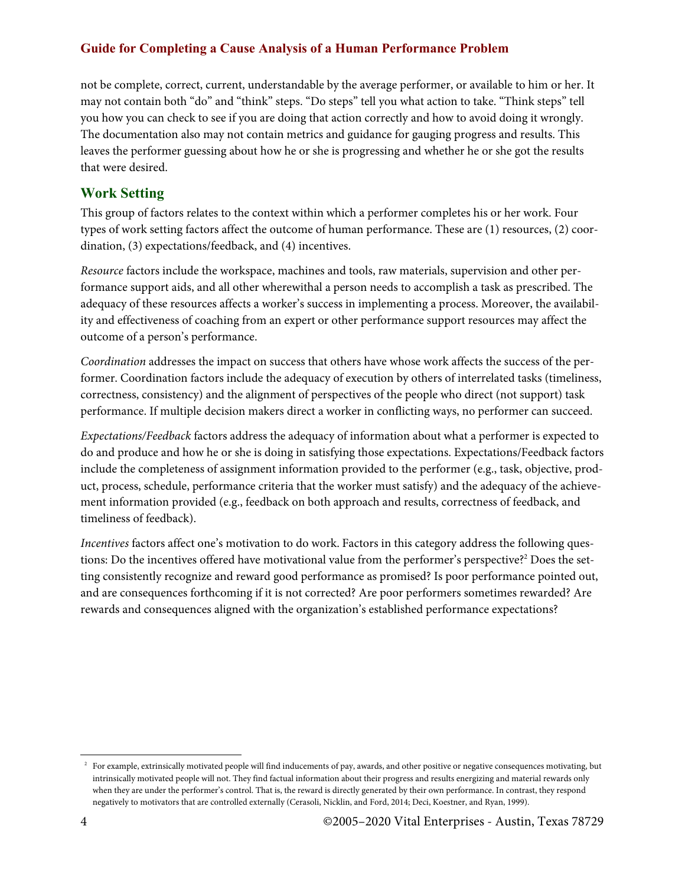not be complete, correct, current, understandable by the average performer, or available to him or her. It may not contain both "do" and "think" steps. "Do steps" tell you what action to take. "Think steps" tell you how you can check to see if you are doing that action correctly and how to avoid doing it wrongly. The documentation also may not contain metrics and guidance for gauging progress and results. This leaves the performer guessing about how he or she is progressing and whether he or she got the results that were desired.

## Work Setting

This group of factors relates to the context within which a performer completes his or her work. Four types of work setting factors affect the outcome of human performance. These are (1) resources, (2) coordination, (3) expectations/feedback, and (4) incentives.

*Resource* factors include the workspace, machines and tools, raw materials, supervision and other performance support aids, and all other wherewithal a person needs to accomplish a task as prescribed. The adequacy of these resources affects a worker's success in implementing a process. Moreover, the availability and effectiveness of coaching from an expert or other performance support resources may affect the outcome of a person's performance.

*Coordination* addresses the impact on success that others have whose work affects the success of the performer. Coordination factors include the adequacy of execution by others of interrelated tasks (timeliness, correctness, consistency) and the alignment of perspectives of the people who direct (not support) task performance. If multiple decision makers direct a worker in conflicting ways, no performer can succeed.

*Expectations/Feedback* factors address the adequacy of information about what a performer is expected to do and produce and how he or she is doing in satisfying those expectations. Expectations/Feedback factors include the completeness of assignment information provided to the performer (e.g., task, objective, product, process, schedule, performance criteria that the worker must satisfy) and the adequacy of the achievement information provided (e.g., feedback on both approach and results, correctness of feedback, and timeliness of feedback).

*Incentives* factors affect one's motivation to do work. Factors in this category address the following questions: Do the incentives offered have motivational value from the performer's perspective?[2] Does the setting consistently recognize and reward good performance as promised? Is poor performance pointed out, and are consequences forthcoming if it is not corrected? Are poor performers sometimes rewarded? Are rewards and consequences aligned with the organization's established performance expectations?

---

[2] For example, extrinsically motivated people will find inducements of pay, awards, and other positive or negative consequences motivating, but intrinsically motivated people will not. They find factual information about their progress and results energizing and material rewards only when they are under the performer's control. That is, the reward is directly generated by their own performance. In contrast, they respond negatively to motivators that are controlled externally (Cerasoli, Nicklin, and Ford, 2014; Deci, Koestner, and Ryan, 1999).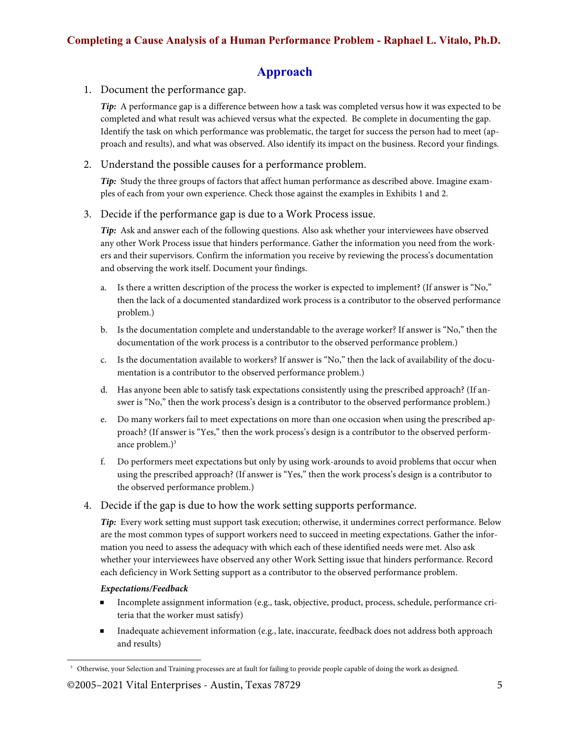## Approach

1. Document the performance gap.

   ***Tip:*** A performance gap is a difference between how a task was completed versus how it was expected to be completed and what result was achieved versus what the expected. Be complete in documenting the gap. Identify the task on which performance was problematic, the target for success the person had to meet (approach and results), and what was observed. Also identify its impact on the business. Record your findings.

2. Understand the possible causes for a performance problem.

   ***Tip:*** Study the three groups of factors that affect human performance as described above. Imagine examples of each from your own experience. Check those against the examples in Exhibits 1 and 2.

3. Decide if the performance gap is due to a Work Process issue.

   ***Tip:*** Ask and answer each of the following questions. Also ask whether your interviewees have observed any other Work Process issue that hinders performance. Gather the information you need from the workers and their supervisors. Confirm the information you receive by reviewing the process's documentation and observing the work itself. Document your findings.

   a. Is there a written description of the process the worker is expected to implement? (If answer is "No," then the lack of a documented standardized work process is a contributor to the observed performance problem.)

   b. Is the documentation complete and understandable to the average worker? If answer is "No," then the documentation of the work process is a contributor to the observed performance problem.)

   c. Is the documentation available to workers? If answer is "No," then the lack of availability of the documentation is a contributor to the observed performance problem.)

   d. Has anyone been able to satisfy task expectations consistently using the prescribed approach? (If answer is "No," then the work process's design is a contributor to the observed performance problem.)

   e. Do many workers fail to meet expectations on more than one occasion when using the prescribed approach? (If answer is "Yes," then the work process's design is a contributor to the observed performance problem.)[3]

   f. Do performers meet expectations but only by using work-arounds to avoid problems that occur when using the prescribed approach? (If answer is "Yes," then the work process's design is a contributor to the observed performance problem.)

4. Decide if the gap is due to how the work setting supports performance.

   ***Tip:*** Every work setting must support task execution; otherwise, it undermines correct performance. Below are the most common types of support workers need to succeed in meeting expectations. Gather the information you need to assess the adequacy with which each of these identified needs were met. Also ask whether your interviewees have observed any other Work Setting issue that hinders performance. Record each deficiency in Work Setting support as a contributor to the observed performance problem.

   ***Expectations/Feedback***

   - Incomplete assignment information (e.g., task, objective, product, process, schedule, performance criteria that the worker must satisfy)
   - Inadequate achievement information (e.g., late, inaccurate, feedback does not address both approach and results)

---

[3] Otherwise, your Selection and Training processes are at fault for failing to provide people capable of doing the work as designed.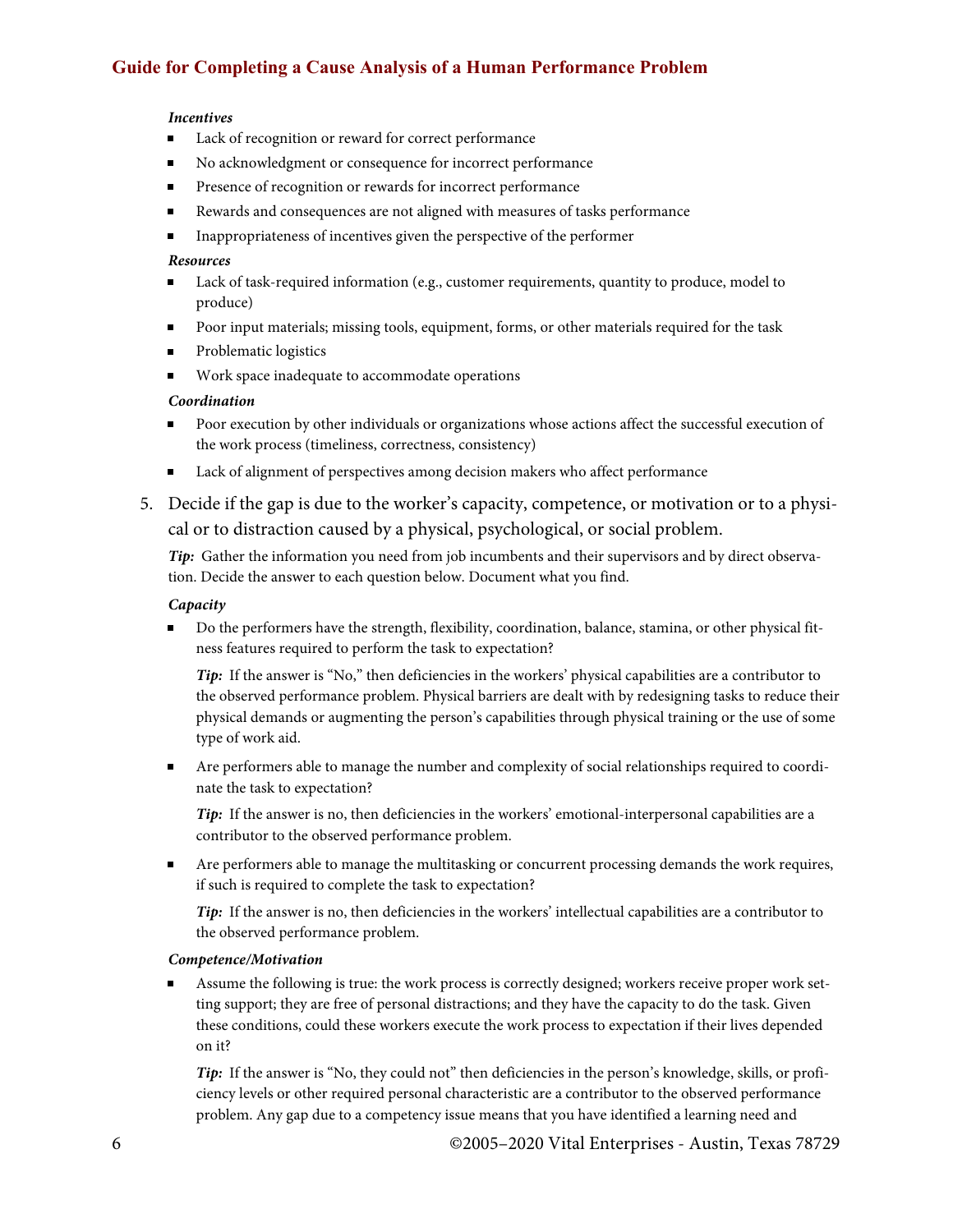***Incentives***

- Lack of recognition or reward for correct performance
- No acknowledgment or consequence for incorrect performance
- Presence of recognition or rewards for incorrect performance
- Rewards and consequences are not aligned with measures of tasks performance
- Inappropriateness of incentives given the perspective of the performer

***Resources***

- Lack of task-required information (e.g., customer requirements, quantity to produce, model to produce)
- Poor input materials; missing tools, equipment, forms, or other materials required for the task
- Problematic logistics
- Work space inadequate to accommodate operations

***Coordination***

- Poor execution by other individuals or organizations whose actions affect the successful execution of the work process (timeliness, correctness, consistency)
- Lack of alignment of perspectives among decision makers who affect performance

5. Decide if the gap is due to the worker's capacity, competence, or motivation or to a physical or to distraction caused by a physical, psychological, or social problem.

   ***Tip:*** Gather the information you need from job incumbents and their supervisors and by direct observation. Decide the answer to each question below. Document what you find.

   ***Capacity***

   - Do the performers have the strength, flexibility, coordination, balance, stamina, or other physical fitness features required to perform the task to expectation?

     ***Tip:*** If the answer is "No," then deficiencies in the workers' physical capabilities are a contributor to the observed performance problem. Physical barriers are dealt with by redesigning tasks to reduce their physical demands or augmenting the person's capabilities through physical training or the use of some type of work aid.

   - Are performers able to manage the number and complexity of social relationships required to coordinate the task to expectation?

     ***Tip:*** If the answer is no, then deficiencies in the workers' emotional-interpersonal capabilities are a contributor to the observed performance problem.

   - Are performers able to manage the multitasking or concurrent processing demands the work requires, if such is required to complete the task to expectation?

     ***Tip:*** If the answer is no, then deficiencies in the workers' intellectual capabilities are a contributor to the observed performance problem.

   ***Competence/Motivation***

   - Assume the following is true: the work process is correctly designed; workers receive proper work setting support; they are free of personal distractions; and they have the capacity to do the task. Given these conditions, could these workers execute the work process to expectation if their lives depended on it?

     ***Tip:*** If the answer is "No, they could not" then deficiencies in the person's knowledge, skills, or proficiency levels or other required personal characteristic are a contributor to the observed performance problem. Any gap due to a competency issue means that you have identified a learning need and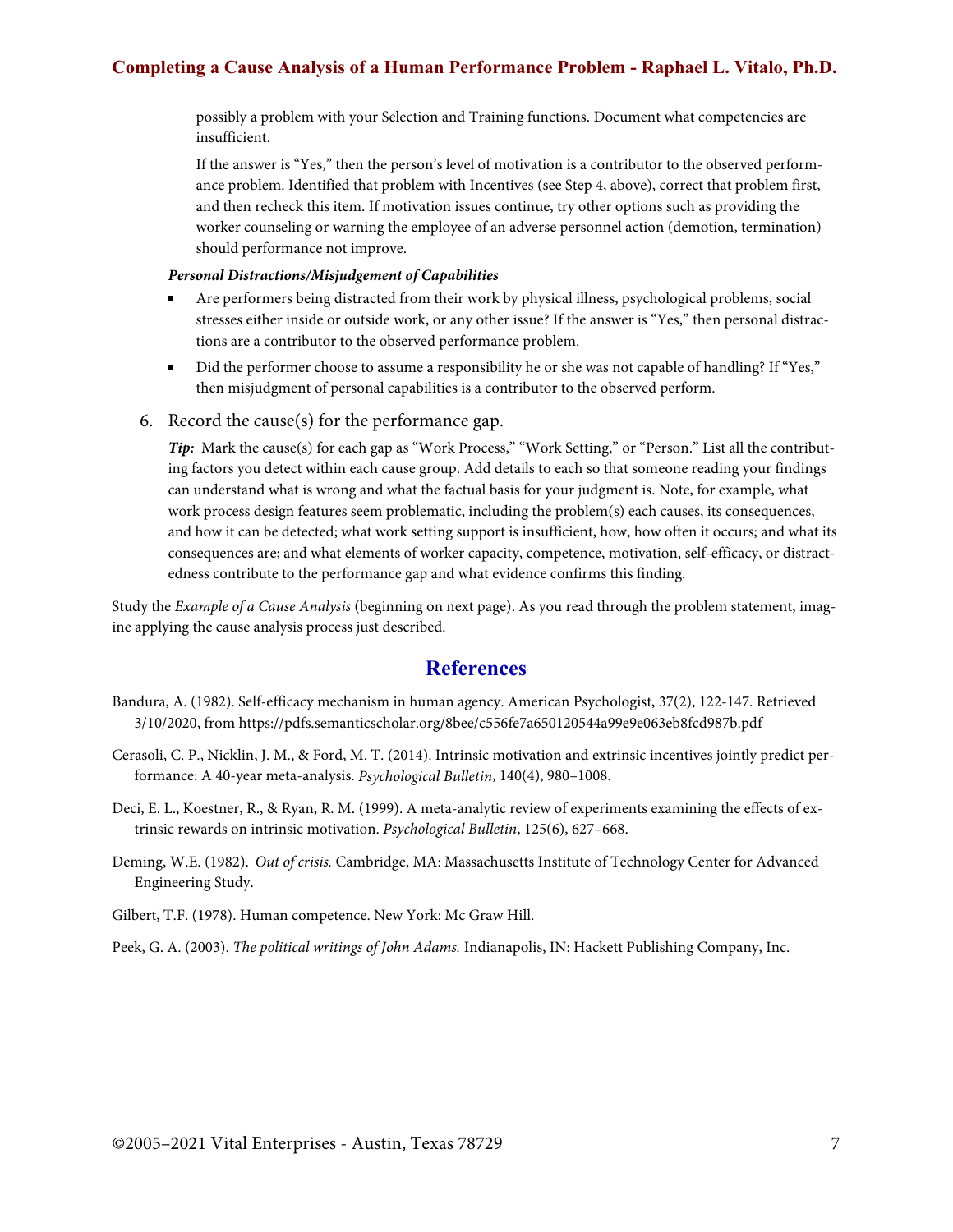possibly a problem with your Selection and Training functions. Document what competencies are insufficient.

If the answer is "Yes," then the person's level of motivation is a contributor to the observed performance problem. Identified that problem with Incentives (see Step 4, above), correct that problem first, and then recheck this item. If motivation issues continue, try other options such as providing the worker counseling or warning the employee of an adverse personnel action (demotion, termination) should performance not improve.

***Personal Distractions/Misjudgement of Capabilities***

- Are performers being distracted from their work by physical illness, psychological problems, social stresses either inside or outside work, or any other issue? If the answer is "Yes," then personal distractions are a contributor to the observed performance problem.
- Did the performer choose to assume a responsibility he or she was not capable of handling? If "Yes," then misjudgment of personal capabilities is a contributor to the observed perform.

6. Record the cause(s) for the performance gap.

   ***Tip:*** Mark the cause(s) for each gap as "Work Process," "Work Setting," or "Person." List all the contributing factors you detect within each cause group. Add details to each so that someone reading your findings can understand what is wrong and what the factual basis for your judgment is. Note, for example, what work process design features seem problematic, including the problem(s) each causes, its consequences, and how it can be detected; what work setting support is insufficient, how, how often it occurs; and what its consequences are; and what elements of worker capacity, competence, motivation, self-efficacy, or distractedness contribute to the performance gap and what evidence confirms this finding.

Study the *Example of a Cause Analysis* (beginning on next page). As you read through the problem statement, imagine applying the cause analysis process just described.

## References

Bandura, A. (1982). Self-efficacy mechanism in human agency. American Psychologist, 37(2), 122-147. Retrieved 3/10/2020, from https://pdfs.semanticscholar.org/8bee/c556fe7a650120544a99e9e063eb8fcd987b.pdf

Cerasoli, C. P., Nicklin, J. M., & Ford, M. T. (2014). Intrinsic motivation and extrinsic incentives jointly predict performance: A 40-year meta-analysis. *Psychological Bulletin*, 140(4), 980–1008.

Deci, E. L., Koestner, R., & Ryan, R. M. (1999). A meta-analytic review of experiments examining the effects of extrinsic rewards on intrinsic motivation. *Psychological Bulletin*, 125(6), 627–668.

Deming, W.E. (1982). *Out of crisis.* Cambridge, MA: Massachusetts Institute of Technology Center for Advanced Engineering Study.

Gilbert, T.F. (1978). Human competence. New York: Mc Graw Hill.

Peek, G. A. (2003). *The political writings of John Adams.* Indianapolis, IN: Hackett Publishing Company, Inc.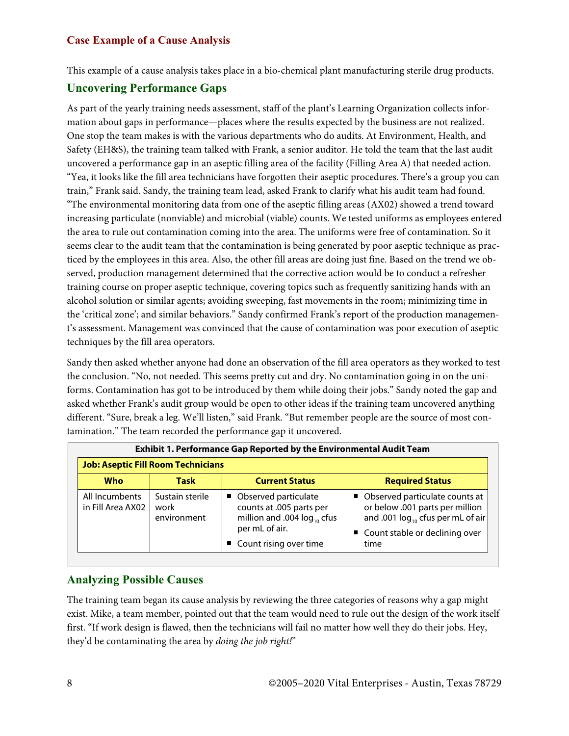## Case Example of a Cause Analysis

This example of a cause analysis takes place in a bio-chemical plant manufacturing sterile drug products.

### Uncovering Performance Gaps

As part of the yearly training needs assessment, staff of the plant's Learning Organization collects information about gaps in performance—places where the results expected by the business are not realized. One stop the team makes is with the various departments who do audits. At Environment, Health, and Safety (EH&S), the training team talked with Frank, a senior auditor. He told the team that the last audit uncovered a performance gap in an aseptic filling area of the facility (Filling Area A) that needed action. "Yea, it looks like the fill area technicians have forgotten their aseptic procedures. There's a group you can train," Frank said. Sandy, the training team lead, asked Frank to clarify what his audit team had found. "The environmental monitoring data from one of the aseptic filling areas (AX02) showed a trend toward increasing particulate (nonviable) and microbial (viable) counts. We tested uniforms as employees entered the area to rule out contamination coming into the area. The uniforms were free of contamination. So it seems clear to the audit team that the contamination is being generated by poor aseptic technique as practiced by the employees in this area. Also, the other fill areas are doing just fine. Based on the trend we observed, production management determined that the corrective action would be to conduct a refresher training course on proper aseptic technique, covering topics such as frequently sanitizing hands with an alcohol solution or similar agents; avoiding sweeping, fast movements in the room; minimizing time in the 'critical zone'; and similar behaviors." Sandy confirmed Frank's report of the production management's assessment. Management was convinced that the cause of contamination was poor execution of aseptic techniques by the fill area operators.

Sandy then asked whether anyone had done an observation of the fill area operators as they worked to test the conclusion. "No, not needed. This seems pretty cut and dry. No contamination going in on the uniforms. Contamination has got to be introduced by them while doing their jobs." Sandy noted the gap and asked whether Frank's audit group would be open to other ideas if the training team uncovered anything different. "Sure, break a leg. We'll listen," said Frank. "But remember people are the source of most contamination." The team recorded the performance gap it uncovered.

**Exhibit 1. Performance Gap Reported by the Environmental Audit Team**

| **Job: Aseptic Fill Room Technicians** | | | |
|---|---|---|---|
| **Who** | **Task** | **Current Status** | **Required Status** |
| All Incumbents in Fill Area AX02 | Sustain sterile work environment | ■ Observed particulate counts at .005 parts per million and .004 $\log_{10}$ cfus per mL of air. ■ Count rising over time | ■ Observed particulate counts at or below .001 parts per million and .001 $\log_{10}$ cfus per mL of air ■ Count stable or declining over time |

### Analyzing Possible Causes

The training team began its cause analysis by reviewing the three categories of reasons why a gap might exist. Mike, a team member, pointed out that the team would need to rule out the design of the work itself first. "If work design is flawed, then the technicians will fail no matter how well they do their jobs. Hey, they'd be contaminating the area by *doing the job right!*"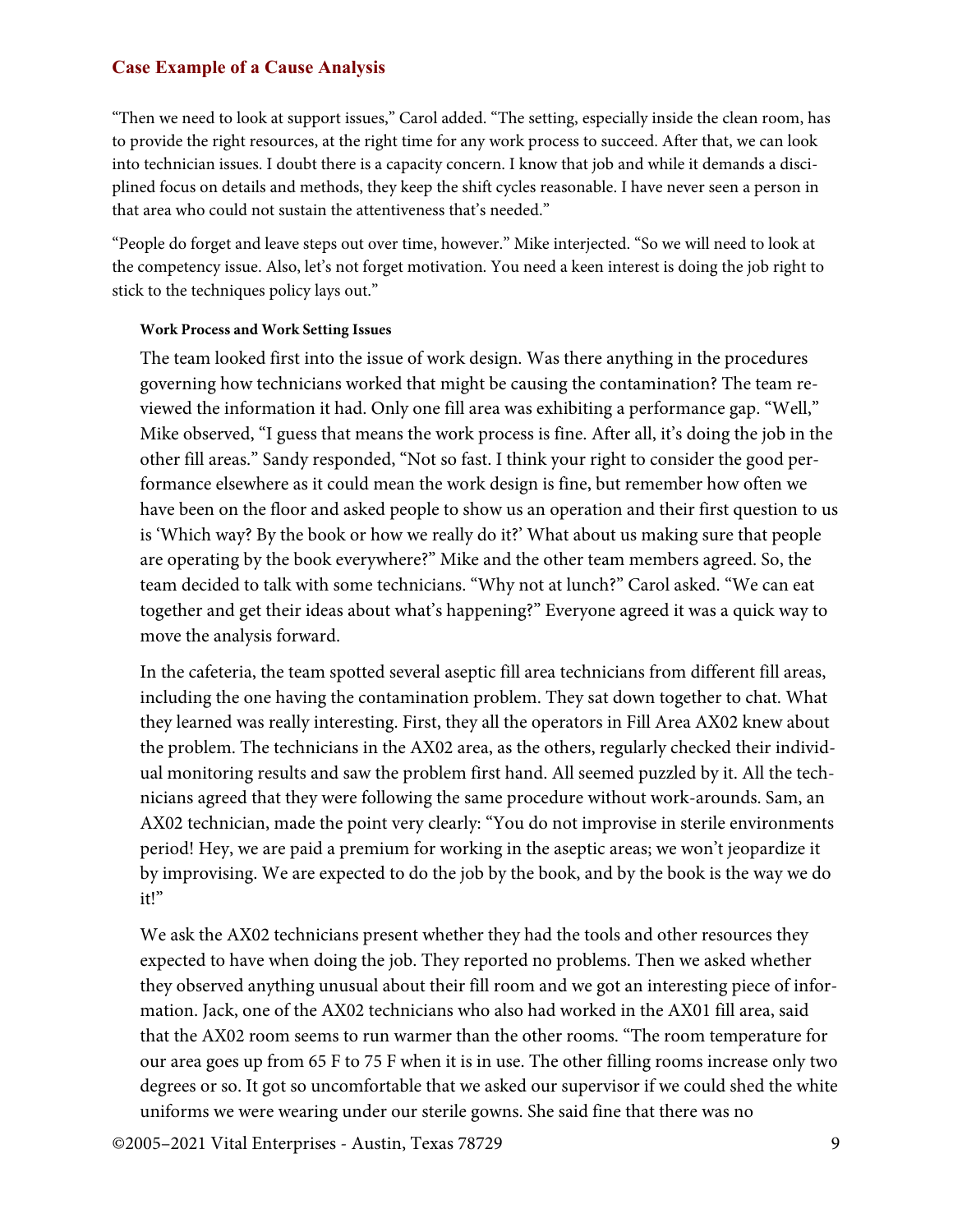"Then we need to look at support issues," Carol added. "The setting, especially inside the clean room, has to provide the right resources, at the right time for any work process to succeed. After that, we can look into technician issues. I doubt there is a capacity concern. I know that job and while it demands a disciplined focus on details and methods, they keep the shift cycles reasonable. I have never seen a person in that area who could not sustain the attentiveness that's needed."

"People do forget and leave steps out over time, however." Mike interjected. "So we will need to look at the competency issue. Also, let's not forget motivation. You need a keen interest is doing the job right to stick to the techniques policy lays out."

#### Work Process and Work Setting Issues

The team looked first into the issue of work design. Was there anything in the procedures governing how technicians worked that might be causing the contamination? The team reviewed the information it had. Only one fill area was exhibiting a performance gap. "Well," Mike observed, "I guess that means the work process is fine. After all, it's doing the job in the other fill areas." Sandy responded, "Not so fast. I think your right to consider the good performance elsewhere as it could mean the work design is fine, but remember how often we have been on the floor and asked people to show us an operation and their first question to us is 'Which way? By the book or how we really do it?' What about us making sure that people are operating by the book everywhere?" Mike and the other team members agreed. So, the team decided to talk with some technicians. "Why not at lunch?" Carol asked. "We can eat together and get their ideas about what's happening?" Everyone agreed it was a quick way to move the analysis forward.

In the cafeteria, the team spotted several aseptic fill area technicians from different fill areas, including the one having the contamination problem. They sat down together to chat. What they learned was really interesting. First, they all the operators in Fill Area AX02 knew about the problem. The technicians in the AX02 area, as the others, regularly checked their individual monitoring results and saw the problem first hand. All seemed puzzled by it. All the technicians agreed that they were following the same procedure without work-arounds. Sam, an AX02 technician, made the point very clearly: "You do not improvise in sterile environments period! Hey, we are paid a premium for working in the aseptic areas; we won't jeopardize it by improvising. We are expected to do the job by the book, and by the book is the way we do it!"

We ask the AX02 technicians present whether they had the tools and other resources they expected to have when doing the job. They reported no problems. Then we asked whether they observed anything unusual about their fill room and we got an interesting piece of information. Jack, one of the AX02 technicians who also had worked in the AX01 fill area, said that the AX02 room seems to run warmer than the other rooms. "The room temperature for our area goes up from 65 F to 75 F when it is in use. The other filling rooms increase only two degrees or so. It got so uncomfortable that we asked our supervisor if we could shed the white uniforms we were wearing under our sterile gowns. She said fine that there was no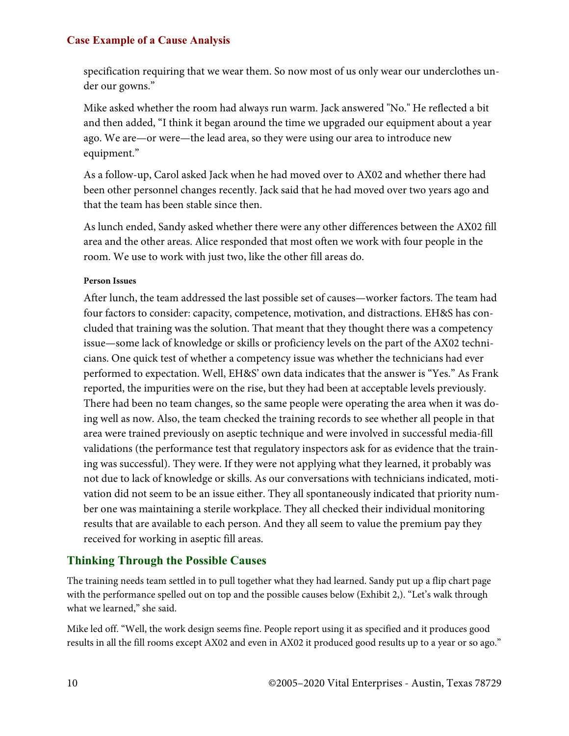specification requiring that we wear them. So now most of us only wear our underclothes under our gowns."

Mike asked whether the room had always run warm. Jack answered "No." He reflected a bit and then added, "I think it began around the time we upgraded our equipment about a year ago. We are—or were—the lead area, so they were using our area to introduce new equipment."

As a follow-up, Carol asked Jack when he had moved over to AX02 and whether there had been other personnel changes recently. Jack said that he had moved over two years ago and that the team has been stable since then.

As lunch ended, Sandy asked whether there were any other differences between the AX02 fill area and the other areas. Alice responded that most often we work with four people in the room. We use to work with just two, like the other fill areas do.

#### Person Issues

After lunch, the team addressed the last possible set of causes—worker factors. The team had four factors to consider: capacity, competence, motivation, and distractions. EH&S has concluded that training was the solution. That meant that they thought there was a competency issue—some lack of knowledge or skills or proficiency levels on the part of the AX02 technicians. One quick test of whether a competency issue was whether the technicians had ever performed to expectation. Well, EH&S' own data indicates that the answer is "Yes." As Frank reported, the impurities were on the rise, but they had been at acceptable levels previously. There had been no team changes, so the same people were operating the area when it was doing well as now. Also, the team checked the training records to see whether all people in that area were trained previously on aseptic technique and were involved in successful media-fill validations (the performance test that regulatory inspectors ask for as evidence that the training was successful). They were. If they were not applying what they learned, it probably was not due to lack of knowledge or skills. As our conversations with technicians indicated, motivation did not seem to be an issue either. They all spontaneously indicated that priority number one was maintaining a sterile workplace. They all checked their individual monitoring results that are available to each person. And they all seem to value the premium pay they received for working in aseptic fill areas.

## Thinking Through the Possible Causes

The training needs team settled in to pull together what they had learned. Sandy put up a flip chart page with the performance spelled out on top and the possible causes below (Exhibit 2,). "Let's walk through what we learned," she said.

Mike led off. "Well, the work design seems fine. People report using it as specified and it produces good results in all the fill rooms except AX02 and even in AX02 it produced good results up to a year or so ago."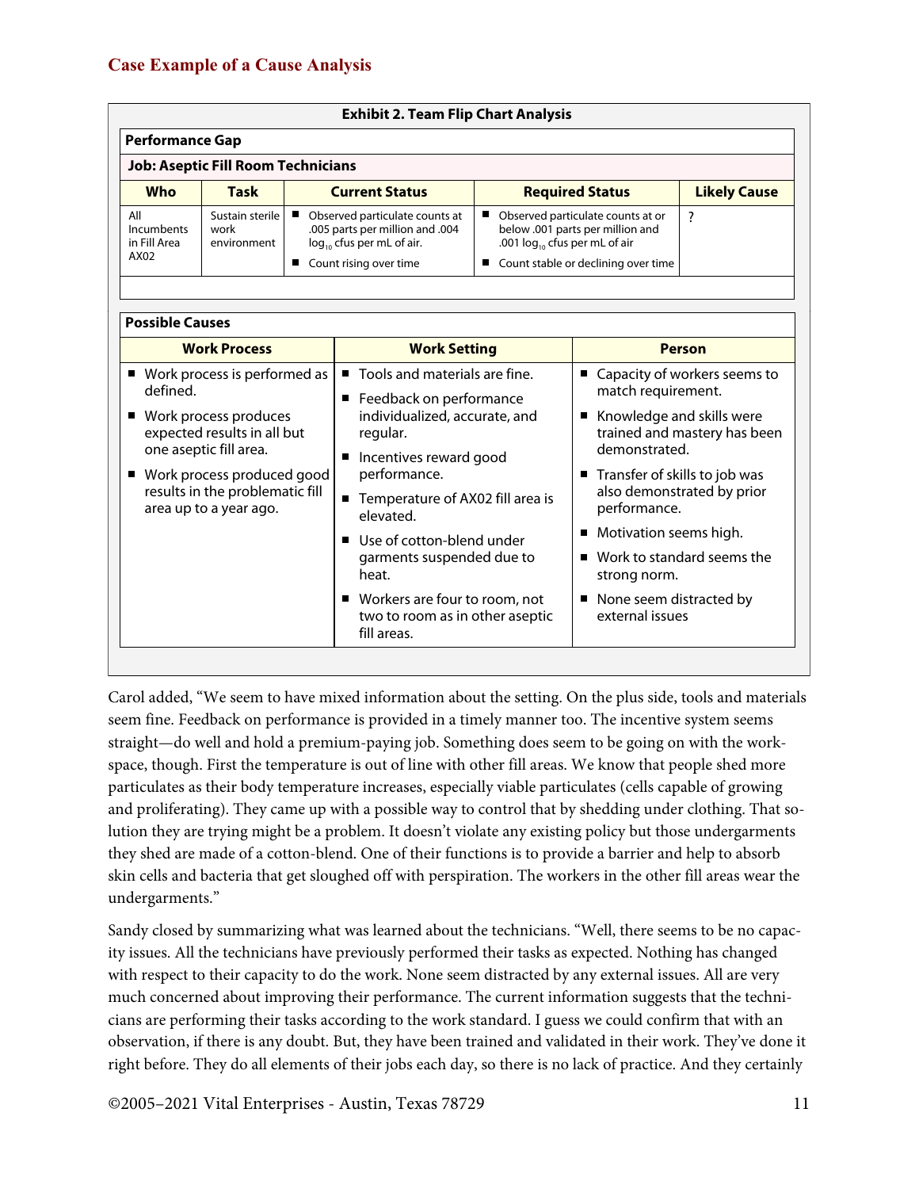### Case Example of a Cause Analysis

**Exhibit 2. Team Flip Chart Analysis**

**Performance Gap**

**Job: Aseptic Fill Room Technicians**

| Who | Task | Current Status | Required Status | Likely Cause |
|---|---|---|---|---|
| All Incumbents in Fill Area AX02 | Sustain sterile work environment | ■ Observed particulate counts at .005 parts per million and .004 $\log_{10}$ cfus per mL of air. ■ Count rising over time | ■ Observed particulate counts at or below .001 parts per million and .001 $\log_{10}$ cfus per mL of air ■ Count stable or declining over time | ? |

**Possible Causes**

| Work Process | Work Setting | Person |
|---|---|---|
| ■ Work process is performed as defined. ■ Work process produces expected results in all but one aseptic fill area. ■ Work process produced good results in the problematic fill area up to a year ago. | ■ Tools and materials are fine. ■ Feedback on performance individualized, accurate, and regular. ■ Incentives reward good performance. ■ Temperature of AX02 fill area is elevated. ■ Use of cotton-blend under garments suspended due to heat. ■ Workers are four to room, not two to room as in other aseptic fill areas. | ■ Capacity of workers seems to match requirement. ■ Knowledge and skills were trained and mastery has been demonstrated. ■ Transfer of skills to job was also demonstrated by prior performance. ■ Motivation seems high. ■ Work to standard seems the strong norm. ■ None seem distracted by external issues |

Carol added, "We seem to have mixed information about the setting. On the plus side, tools and materials seem fine. Feedback on performance is provided in a timely manner too. The incentive system seems straight—do well and hold a premium-paying job. Something does seem to be going on with the work-space, though. First the temperature is out of line with other fill areas. We know that people shed more particulates as their body temperature increases, especially viable particulates (cells capable of growing and proliferating). They came up with a possible way to control that by shedding under clothing. That solution they are trying might be a problem. It doesn't violate any existing policy but those undergarments they shed are made of a cotton-blend. One of their functions is to provide a barrier and help to absorb skin cells and bacteria that get sloughed off with perspiration. The workers in the other fill areas wear the undergarments."

Sandy closed by summarizing what was learned about the technicians. "Well, there seems to be no capacity issues. All the technicians have previously performed their tasks as expected. Nothing has changed with respect to their capacity to do the work. None seem distracted by any external issues. All are very much concerned about improving their performance. The current information suggests that the technicians are performing their tasks according to the work standard. I guess we could confirm that with an observation, if there is any doubt. But, they have been trained and validated in their work. They've done it right before. They do all elements of their jobs each day, so there is no lack of practice. And they certainly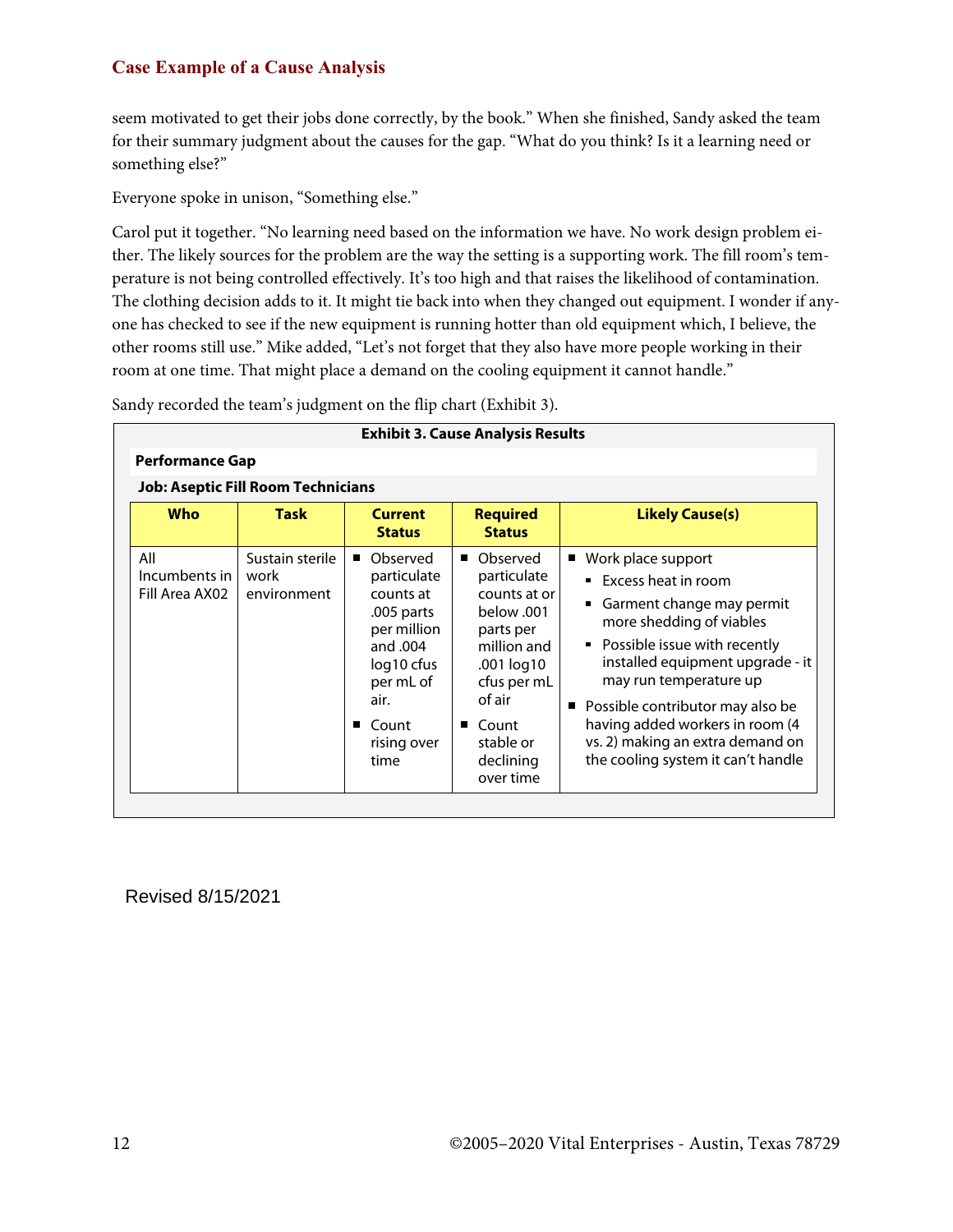seem motivated to get their jobs done correctly, by the book." When she finished, Sandy asked the team for their summary judgment about the causes for the gap. "What do you think? Is it a learning need or something else?"

Everyone spoke in unison, "Something else."

Carol put it together. "No learning need based on the information we have. No work design problem either. The likely sources for the problem are the way the setting is a supporting work. The fill room's temperature is not being controlled effectively. It's too high and that raises the likelihood of contamination. The clothing decision adds to it. It might tie back into when they changed out equipment. I wonder if anyone has checked to see if the new equipment is running hotter than old equipment which, I believe, the other rooms still use." Mike added, "Let's not forget that they also have more people working in their room at one time. That might place a demand on the cooling equipment it cannot handle."

Sandy recorded the team's judgment on the flip chart (Exhibit 3).

**Exhibit 3. Cause Analysis Results**

**Performance Gap**

**Job: Aseptic Fill Room Technicians**

| Who | Task | Current Status | Required Status | Likely Cause(s) |
|---|---|---|---|---|
| All Incumbents in Fill Area AX02 | Sustain sterile work environment | ▪ Observed particulate counts at .005 parts per million and .004 log10 cfus per mL of air.<br>▪ Count rising over time | ▪ Observed particulate counts at or below .001 parts per million and .001 log10 cfus per mL of air<br>▪ Count stable or declining over time | ▪ Work place support<br>&nbsp;&nbsp;▪ Excess heat in room<br>&nbsp;&nbsp;▪ Garment change may permit more shedding of viables<br>&nbsp;&nbsp;▪ Possible issue with recently installed equipment upgrade - it may run temperature up<br>▪ Possible contributor may also be having added workers in room (4 vs. 2) making an extra demand on the cooling system it can't handle |

Revised 8/15/2021